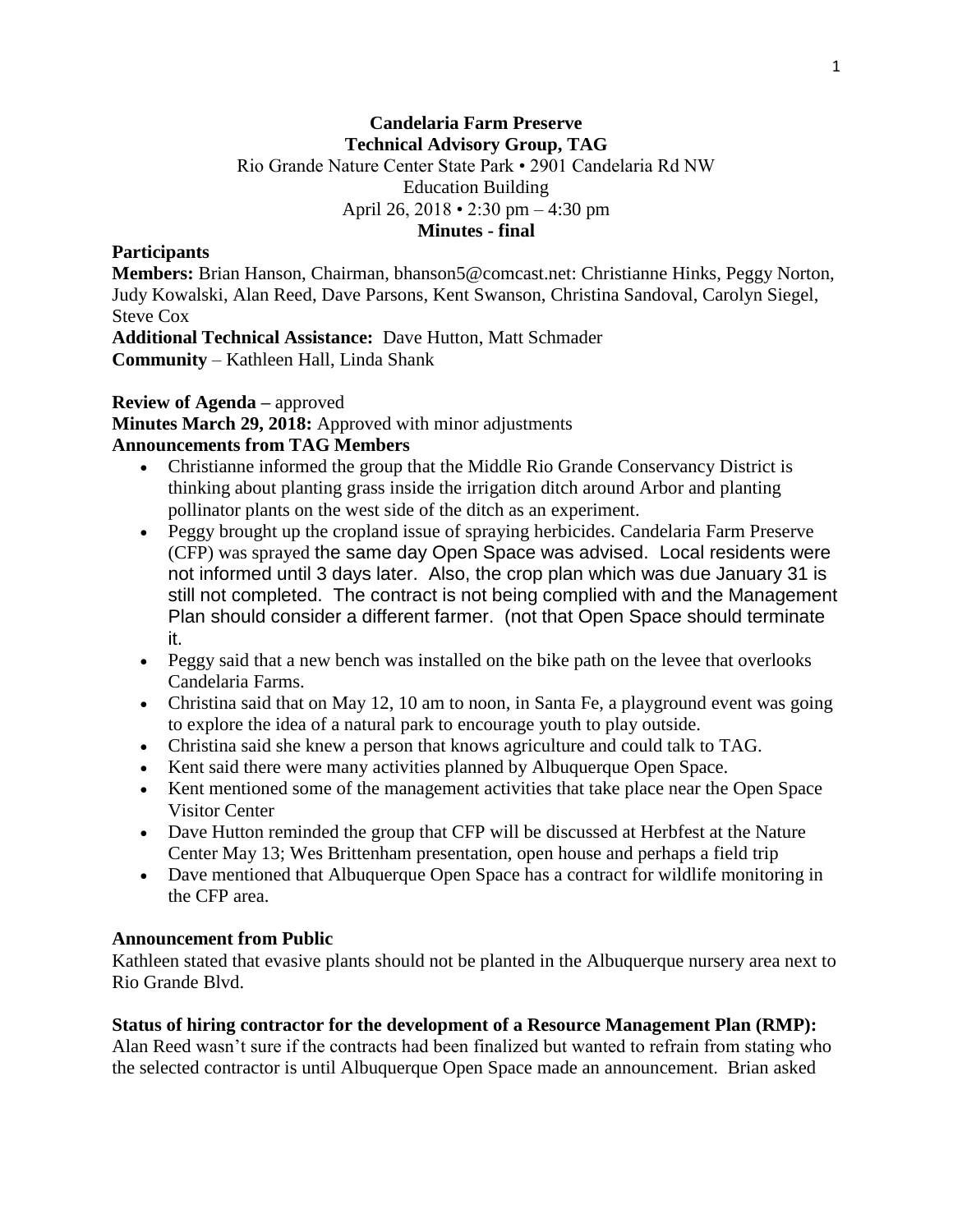**Candelaria Farm Preserve**
**Technical Advisory Group, TAG**
Rio Grande Nature Center State Park • 2901 Candelaria Rd NW
Education Building
April 26, 2018 • 2:30 pm – 4:30 pm
**Minutes - final**

**Participants**

**Members:** Brian Hanson, Chairman, bhanson5@comcast.net: Christianne Hinks, Peggy Norton, Judy Kowalski, Alan Reed, Dave Parsons, Kent Swanson, Christina Sandoval, Carolyn Siegel, Steve Cox

**Additional Technical Assistance:** Dave Hutton, Matt Schmader

**Community** – Kathleen Hall, Linda Shank

**Review of Agenda –** approved

**Minutes March 29, 2018:** Approved with minor adjustments

**Announcements from TAG Members**

- Christianne informed the group that the Middle Rio Grande Conservancy District is thinking about planting grass inside the irrigation ditch around Arbor and planting pollinator plants on the west side of the ditch as an experiment.
- Peggy brought up the cropland issue of spraying herbicides. Candelaria Farm Preserve (CFP) was sprayed the same day Open Space was advised. Local residents were not informed until 3 days later. Also, the crop plan which was due January 31 is still not completed. The contract is not being complied with and the Management Plan should consider a different farmer. (not that Open Space should terminate it.
- Peggy said that a new bench was installed on the bike path on the levee that overlooks Candelaria Farms.
- Christina said that on May 12, 10 am to noon, in Santa Fe, a playground event was going to explore the idea of a natural park to encourage youth to play outside.
- Christina said she knew a person that knows agriculture and could talk to TAG.
- Kent said there were many activities planned by Albuquerque Open Space.
- Kent mentioned some of the management activities that take place near the Open Space Visitor Center
- Dave Hutton reminded the group that CFP will be discussed at Herbfest at the Nature Center May 13; Wes Brittenham presentation, open house and perhaps a field trip
- Dave mentioned that Albuquerque Open Space has a contract for wildlife monitoring in the CFP area.

**Announcement from Public**

Kathleen stated that evasive plants should not be planted in the Albuquerque nursery area next to Rio Grande Blvd.

**Status of hiring contractor for the development of a Resource Management Plan (RMP):**

Alan Reed wasn't sure if the contracts had been finalized but wanted to refrain from stating who the selected contractor is until Albuquerque Open Space made an announcement. Brian asked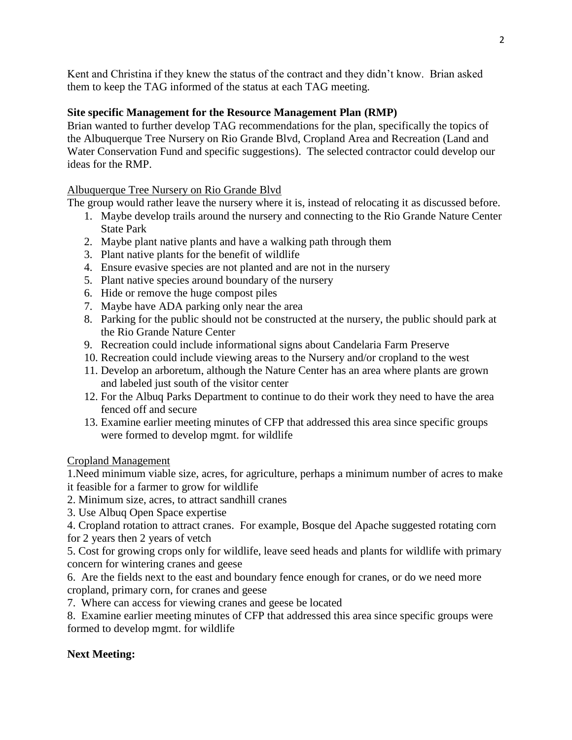Kent and Christina if they knew the status of the contract and they didn't know. Brian asked them to keep the TAG informed of the status at each TAG meeting.

**Site specific Management for the Resource Management Plan (RMP)**

Brian wanted to further develop TAG recommendations for the plan, specifically the topics of the Albuquerque Tree Nursery on Rio Grande Blvd, Cropland Area and Recreation (Land and Water Conservation Fund and specific suggestions). The selected contractor could develop our ideas for the RMP.

Albuquerque Tree Nursery on Rio Grande Blvd

The group would rather leave the nursery where it is, instead of relocating it as discussed before.

1. Maybe develop trails around the nursery and connecting to the Rio Grande Nature Center State Park
2. Maybe plant native plants and have a walking path through them
3. Plant native plants for the benefit of wildlife
4. Ensure evasive species are not planted and are not in the nursery
5. Plant native species around boundary of the nursery
6. Hide or remove the huge compost piles
7. Maybe have ADA parking only near the area
8. Parking for the public should not be constructed at the nursery, the public should park at the Rio Grande Nature Center
9. Recreation could include informational signs about Candelaria Farm Preserve
10. Recreation could include viewing areas to the Nursery and/or cropland to the west
11. Develop an arboretum, although the Nature Center has an area where plants are grown and labeled just south of the visitor center
12. For the Albuq Parks Department to continue to do their work they need to have the area fenced off and secure
13. Examine earlier meeting minutes of CFP that addressed this area since specific groups were formed to develop mgmt. for wildlife

Cropland Management

1. Need minimum viable size, acres, for agriculture, perhaps a minimum number of acres to make it feasible for a farmer to grow for wildlife
2. Minimum size, acres, to attract sandhill cranes
3. Use Albuq Open Space expertise
4. Cropland rotation to attract cranes. For example, Bosque del Apache suggested rotating corn for 2 years then 2 years of vetch
5. Cost for growing crops only for wildlife, leave seed heads and plants for wildlife with primary concern for wintering cranes and geese
6. Are the fields next to the east and boundary fence enough for cranes, or do we need more cropland, primary corn, for cranes and geese
7. Where can access for viewing cranes and geese be located
8. Examine earlier meeting minutes of CFP that addressed this area since specific groups were formed to develop mgmt. for wildlife

**Next Meeting:**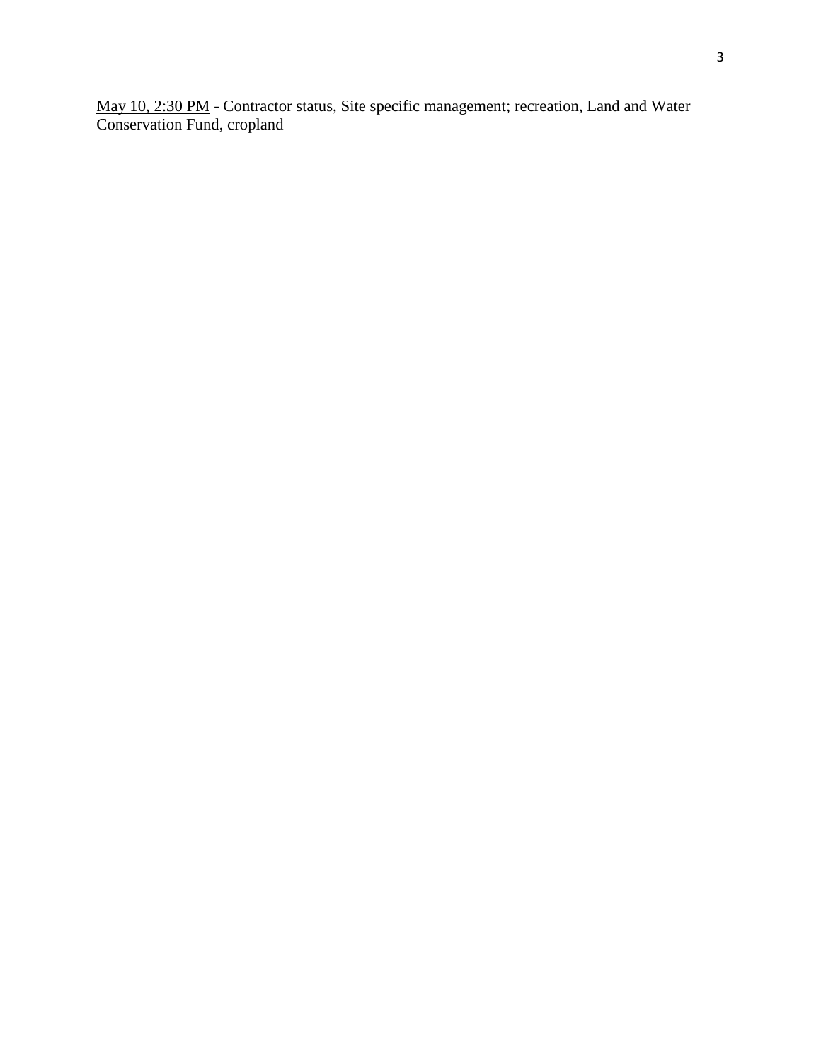<u>May 10, 2:30 PM</u> - Contractor status, Site specific management; recreation, Land and Water Conservation Fund, cropland